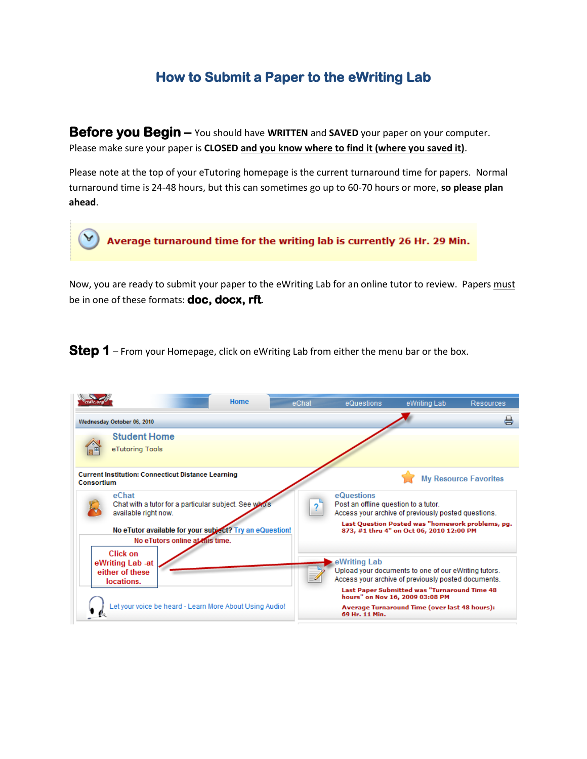# How to Submit a Paper to the eWriting Lab

**Before you Begin –** You should have **WRITTEN** and **SAVED** your paper on your computer. Please make sure your paper is **CLOSED** **and you know where to find it (where you saved it)**.

Please note at the top of your eTutoring homepage is the current turnaround time for papers. Normal turnaround time is 24-48 hours, but this can sometimes go up to 60-70 hours or more, **so please plan ahead**.

Now, you are ready to submit your paper to the eWriting Lab for an online tutor to review. Papers must be in one of these formats: **doc, docx, rft**.

**Step 1** – From your Homepage, click on eWriting Lab from either the menu bar or the box.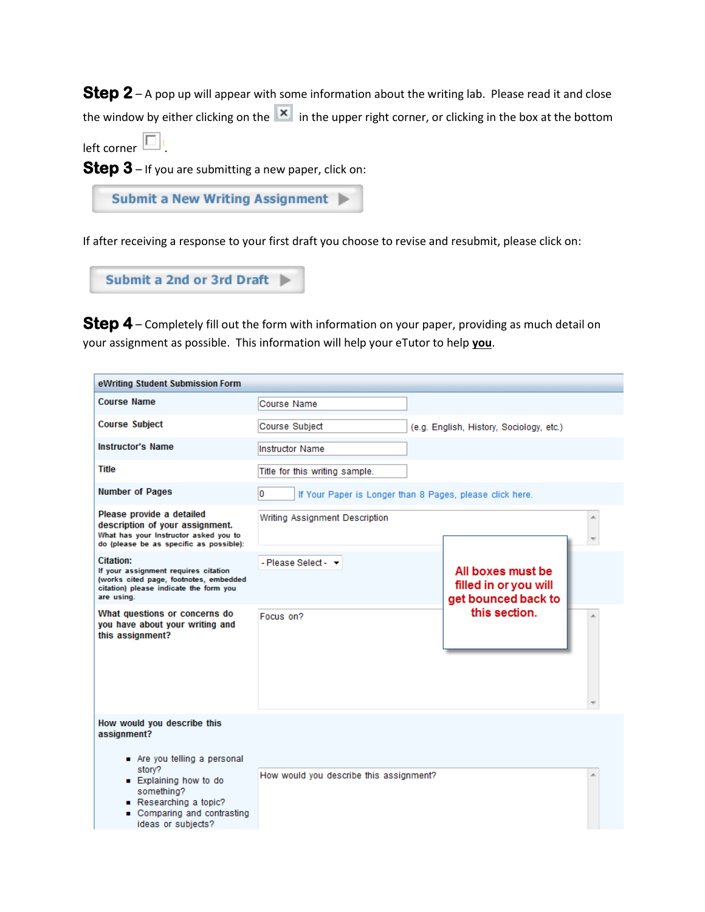**Step 2** – A pop up will appear with some information about the writing lab. Please read it and close the window by either clicking on the ☒ in the upper right corner, or clicking in the box at the bottom left corner ☐.

**Step 3** – If you are submitting a new paper, click on:

**Submit a New Writing Assignment ▶**

If after receiving a response to your first draft you choose to revise and resubmit, please click on:

**Submit a 2nd or 3rd Draft ▶**

**Step 4** – Completely fill out the form with information on your paper, providing as much detail on your assignment as possible. This information will help your eTutor to help **you**.

| eWriting Student Submission Form | |
|---|---|
| **Course Name** | Course Name |
| **Course Subject** | Course Subject (e.g. English, History, Sociology, etc.) |
| **Instructor's Name** | Instructor Name |
| **Title** | Title for this writing sample. |
| **Number of Pages** | 0 If Your Paper is Longer than 8 Pages, please click here. |
| **Please provide a detailed description of your assignment.** What has your Instructor asked you to do (please be as specific as possible): | Writing Assignment Description |
| **Citation:** If your assignment requires citation (works cited page, footnotes, embedded citation) please indicate the form you are using. | - Please Select - |
| **What questions or concerns do you have about your writing and this assignment?** | Focus on? |
| **How would you describe this assignment?** <br>▪ Are you telling a personal story? <br>▪ Explaining how to do something? <br>▪ Researching a topic? <br>▪ Comparing and contrasting ideas or subjects? | How would you describe this assignment? |

**All boxes must be filled in or you will get bounced back to this section.**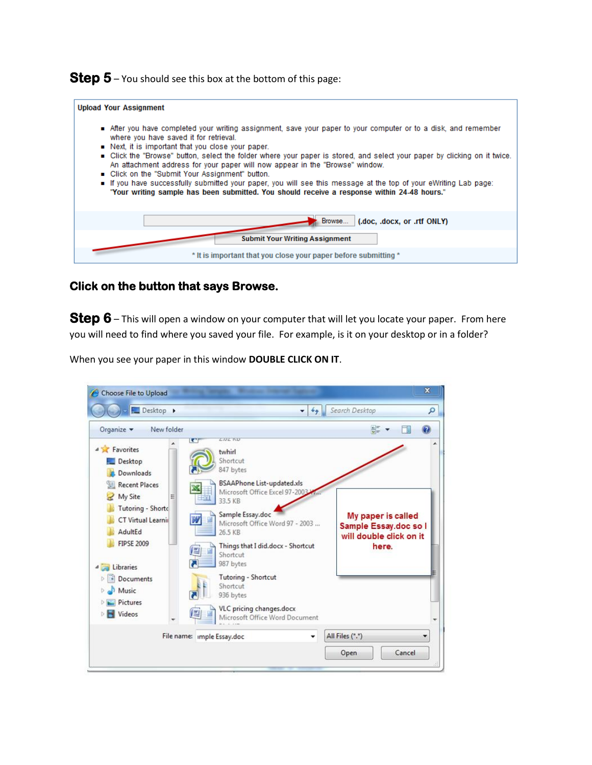**Step 5** – You should see this box at the bottom of this page:

**Upload Your Assignment**

- After you have completed your writing assignment, save your paper to your computer or to a disk, and remember where you have saved it for retrieval.
- Next, it is important that you close your paper.
- Click the "Browse" button, select the folder where your paper is stored, and select your paper by clicking on it twice. An attachment address for your paper will now appear in the "Browse" window.
- Click on the "Submit Your Assignment" button.
- If you have successfully submitted your paper, you will see this message at the top of your eWriting Lab page: **"Your writing sample has been submitted. You should receive a response within 24-48 hours."**

Browse... **(.doc, .docx, or .rtf ONLY)**

**Submit Your Writing Assignment**

\* It is important that you close your paper before submitting \*

**Click on the button that says Browse.**

**Step 6** – This will open a window on your computer that will let you locate your paper. From here you will need to find where you saved your file. For example, is it on your desktop or in a folder?

When you see your paper in this window **DOUBLE CLICK ON IT**.

Choose File to Upload

Desktop | Search Desktop

Organize | New folder

Favorites: Desktop, Downloads, Recent Places, My Site, Tutoring - Shortc, CT Virtual Learni, AdultEd, FIPSE 2009

Libraries: Documents, Music, Pictures, Videos

- twhirl — Shortcut — 847 bytes
- BSAAPhone List-updated.xls — Microsoft Office Excel 97-2003 W... — 33.5 KB
- Sample Essay.doc — Microsoft Office Word 97 - 2003 ... — 26.5 KB
- Things that I did.docx - Shortcut — Shortcut — 987 bytes
- Tutoring - Shortcut — Shortcut — 936 bytes
- VLC pricing changes.docx — Microsoft Office Word Document

**My paper is called Sample Essay.doc so I will double click on it here.**

File name: imple Essay.doc | All Files (\*.\*)

Open | Cancel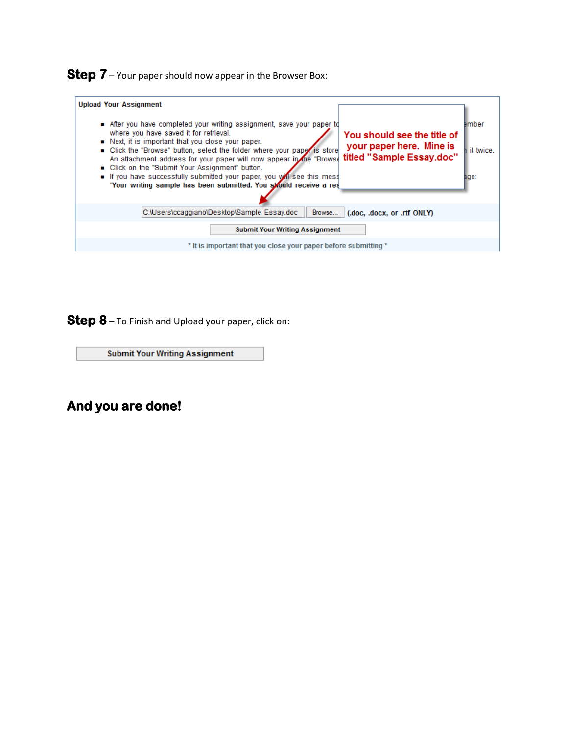**Step 7** – Your paper should now appear in the Browser Box:

**Upload Your Assignment**

- After you have completed your writing assignment, save your paper to ... ember where you have saved it for retrieval.
- Next, it is important that you close your paper.
- Click the "Browse" button, select the folder where your paper is store... it twice. An attachment address for your paper will now appear in the "Browse...
- Click on the "Submit Your Assignment" button.
- If you have successfully submitted your paper, you will see this mess... age: "**Your writing sample has been submitted. You should receive a res...**

**You should see the title of your paper here. Mine is titled "Sample Essay.doc"**

C:\Users\ccaggiano\Desktop\Sample Essay.doc | Browse... | **(.doc, .docx, or .rtf ONLY)**

**Submit Your Writing Assignment**

**\* It is important that you close your paper before submitting \***

**Step 8** – To Finish and Upload your paper, click on:

**Submit Your Writing Assignment**

## And you are done!